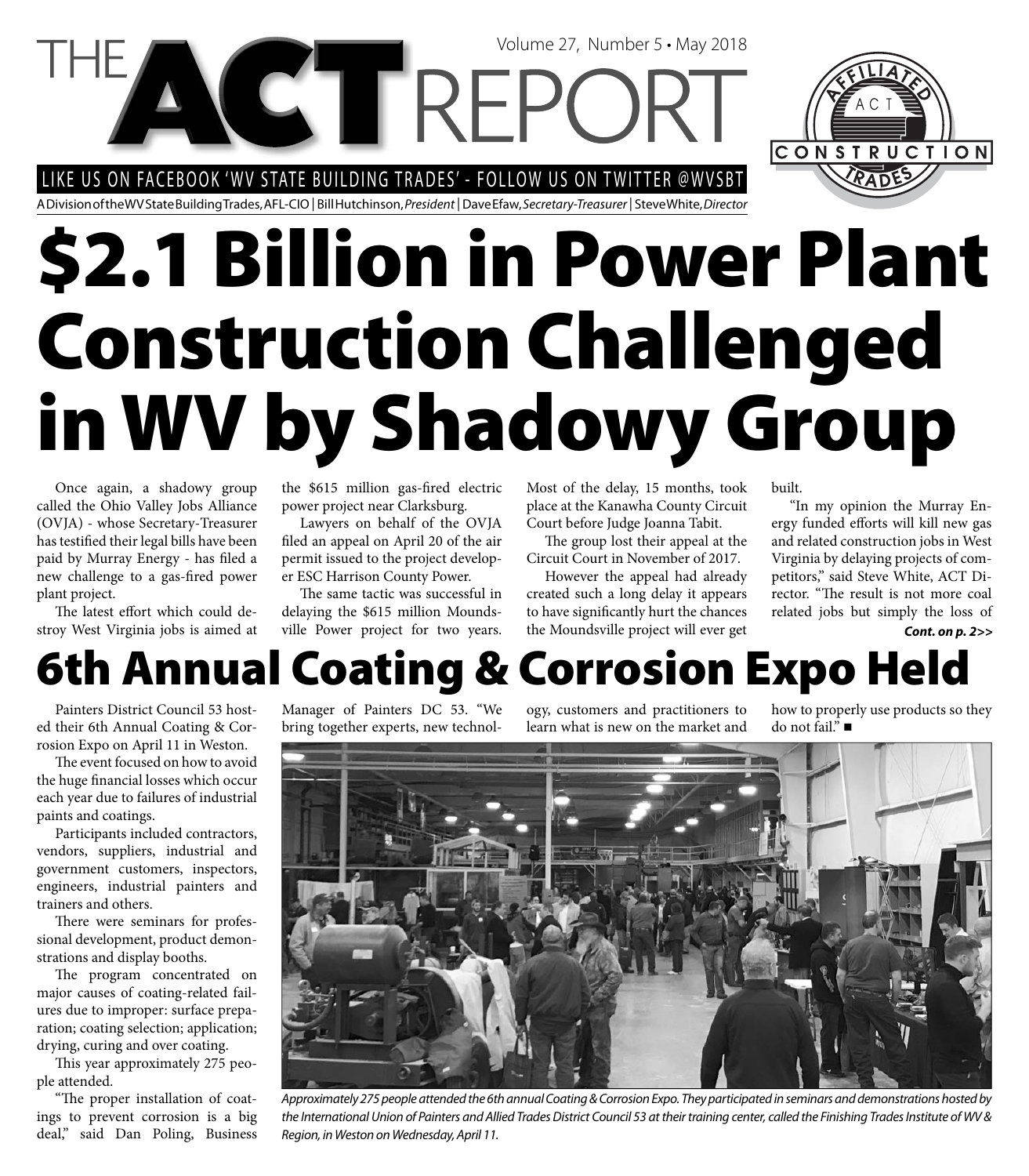# THE ACT REPORT

Volume 27, Number 5 • May 2018

LIKE US ON FACEBOOK 'WV STATE BUILDING TRADES' - FOLLOW US ON TWITTER @WVSBT

A Division of the WV State Building Trades, AFL-CIO | Bill Hutchinson, *President* | Dave Efaw, *Secretary-Treasurer* | Steve White, *Director*

# $2.1 Billion in Power Plant Construction Challenged in WV by Shadowy Group

Once again, a shadowy group called the Ohio Valley Jobs Alliance (OVJA) - whose Secretary-Treasurer has testified their legal bills have been paid by Murray Energy - has filed a new challenge to a gas-fired power plant project.

The latest effort which could destroy West Virginia jobs is aimed at the $615 million gas-fired electric power project near Clarksburg.

Lawyers on behalf of the OVJA filed an appeal on April 20 of the air permit issued to the project developer ESC Harrison County Power.

The same tactic was successful in delaying the $615 million Moundsville Power project for two years. Most of the delay, 15 months, took place at the Kanawha County Circuit Court before Judge Joanna Tabit.

The group lost their appeal at the Circuit Court in November of 2017.

However the appeal had already created such a long delay it appears to have significantly hurt the chances the Moundsville project will ever get built.

"In my opinion the Murray Energy funded efforts will kill new gas and related construction jobs in West Virginia by delaying projects of competitors," said Steve White, ACT Director. "The result is not more coal related jobs but simply the loss of

***Cont. on p. 2>>***

# 6th Annual Coating & Corrosion Expo Held

Painters District Council 53 hosted their 6th Annual Coating & Corrosion Expo on April 11 in Weston.

The event focused on how to avoid the huge financial losses which occur each year due to failures of industrial paints and coatings.

Participants included contractors, vendors, suppliers, industrial and government customers, inspectors, engineers, industrial painters and trainers and others.

There were seminars for professional development, product demonstrations and display booths.

The program concentrated on major causes of coating-related failures due to improper: surface preparation; coating selection; application; drying, curing and over coating.

This year approximately 275 people attended.

"The proper installation of coatings to prevent corrosion is a big deal," said Dan Poling, Business Manager of Painters DC 53. "We bring together experts, new technology, customers and practitioners to learn what is new on the market and how to properly use products so they do not fail." ■

*Approximately 275 people attended the 6th annual Coating & Corrosion Expo. They participated in seminars and demonstrations hosted by the International Union of Painters and Allied Trades District Council 53 at their training center, called the Finishing Trades Institute of WV & Region, in Weston on Wednesday, April 11.*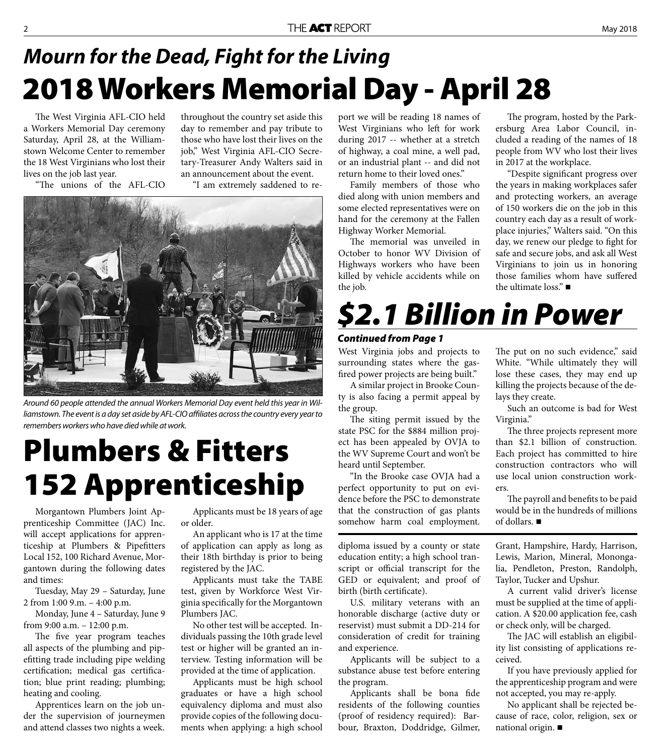## *Mourn for the Dead, Fight for the Living*

# 2018 Workers Memorial Day - April 28

The West Virginia AFL-CIO held a Workers Memorial Day ceremony Saturday, April 28, at the Williamstown Welcome Center to remember the 18 West Virginians who lost their lives on the job last year.

"The unions of the AFL-CIO throughout the country set aside this day to remember and pay tribute to those who have lost their lives on the job," West Virginia AFL-CIO Secretary-Treasurer Andy Walters said in an announcement about the event.

"I am extremely saddened to report we will be reading 18 names of West Virginians who left for work during 2017 -- whether at a stretch of highway, a coal mine, a well pad, or an industrial plant -- and did not return home to their loved ones."

Family members of those who died along with union members and some elected representatives were on hand for the ceremony at the Fallen Highway Worker Memorial.

The memorial was unveiled in October to honor WV Division of Highways workers who have been killed by vehicle accidents while on the job.

The program, hosted by the Parkersburg Area Labor Council, included a reading of the names of 18 people from WV who lost their lives in 2017 at the workplace.

"Despite significant progress over the years in making workplaces safer and protecting workers, an average of 150 workers die on the job in this country each day as a result of workplace injuries," Walters said. "On this day, we renew our pledge to fight for safe and secure jobs, and ask all West Virginians to join us in honoring those families whom have suffered the ultimate loss." ■

*Around 60 people attended the annual Workers Memorial Day event held this year in Williamstown. The event is a day set aside by AFL-CIO affiliates across the country every year to remembers workers who have died while at work.*

# *$2.1 Billion in Power*

***Continued from Page 1***

West Virginia jobs and projects to surrounding states where the gas-fired power projects are being built."

A similar project in Brooke County is also facing a permit appeal by the group.

The siting permit issued by the state PSC for the $884 million project has been appealed by OVJA to the WV Supreme Court and won't be heard until September.

"In the Brooke case OVJA had a perfect opportunity to put on evidence before the PSC to demonstrate that the construction of gas plants somehow harm coal employment. The put on no such evidence," said White. "While ultimately they will lose these cases, they may end up killing the projects because of the delays they create.

Such an outcome is bad for West Virginia."

The three projects represent more than $2.1 billion of construction. Each project has committed to hire construction contractors who will use local union construction workers.

The payroll and benefits to be paid would be in the hundreds of millions of dollars. ■

# Plumbers & Fitters 152 Apprenticeship

Morgantown Plumbers Joint Apprenticeship Committee (JAC) Inc. will accept applications for apprenticeship at Plumbers & Pipefitters Local 152, 100 Richard Avenue, Morgantown during the following dates and times:

Tuesday, May 29 – Saturday, June 2 from 1:00 9.m. – 4:00 p.m.

Monday, June 4 – Saturday, June 9 from 9:00 a.m. – 12:00 p.m.

The five year program teaches all aspects of the plumbing and pipefitting trade including pipe welding certification; medical gas certification; blue print reading; plumbing; heating and cooling.

Apprentices learn on the job under the supervision of journeymen and attend classes two nights a week.

Applicants must be 18 years of age or older.

An applicant who is 17 at the time of application can apply as long as their 18th birthday is prior to being registered by the JAC.

Applicants must take the TABE test, given by Workforce West Virginia specifically for the Morgantown Plumbers JAC.

No other test will be accepted. Individuals passing the 10th grade level test or higher will be granted an interview. Testing information will be provided at the time of application.

Applicants must be high school graduates or have a high school equivalency diploma and must also provide copies of the following documents when applying: a high school diploma issued by a county or state education entity; a high school transcript or official transcript for the GED or equivalent; and proof of birth (birth certificate).

U.S. military veterans with an honorable discharge (active duty or reservist) must submit a DD-214 for consideration of credit for training and experience.

Applicants will be subject to a substance abuse test before entering the program.

Applicants shall be bona fide residents of the following counties (proof of residency required): Barbour, Braxton, Doddridge, Gilmer, Grant, Hampshire, Hardy, Harrison, Lewis, Marion, Mineral, Monongalia, Pendleton, Preston, Randolph, Taylor, Tucker and Upshur.

A current valid driver's license must be supplied at the time of application. A $20.00 application fee, cash or check only, will be charged.

The JAC will establish an eligibility list consisting of applications received.

If you have previously applied for the apprenticeship program and were not accepted, you may re-apply.

No applicant shall be rejected because of race, color, religion, sex or national origin. ■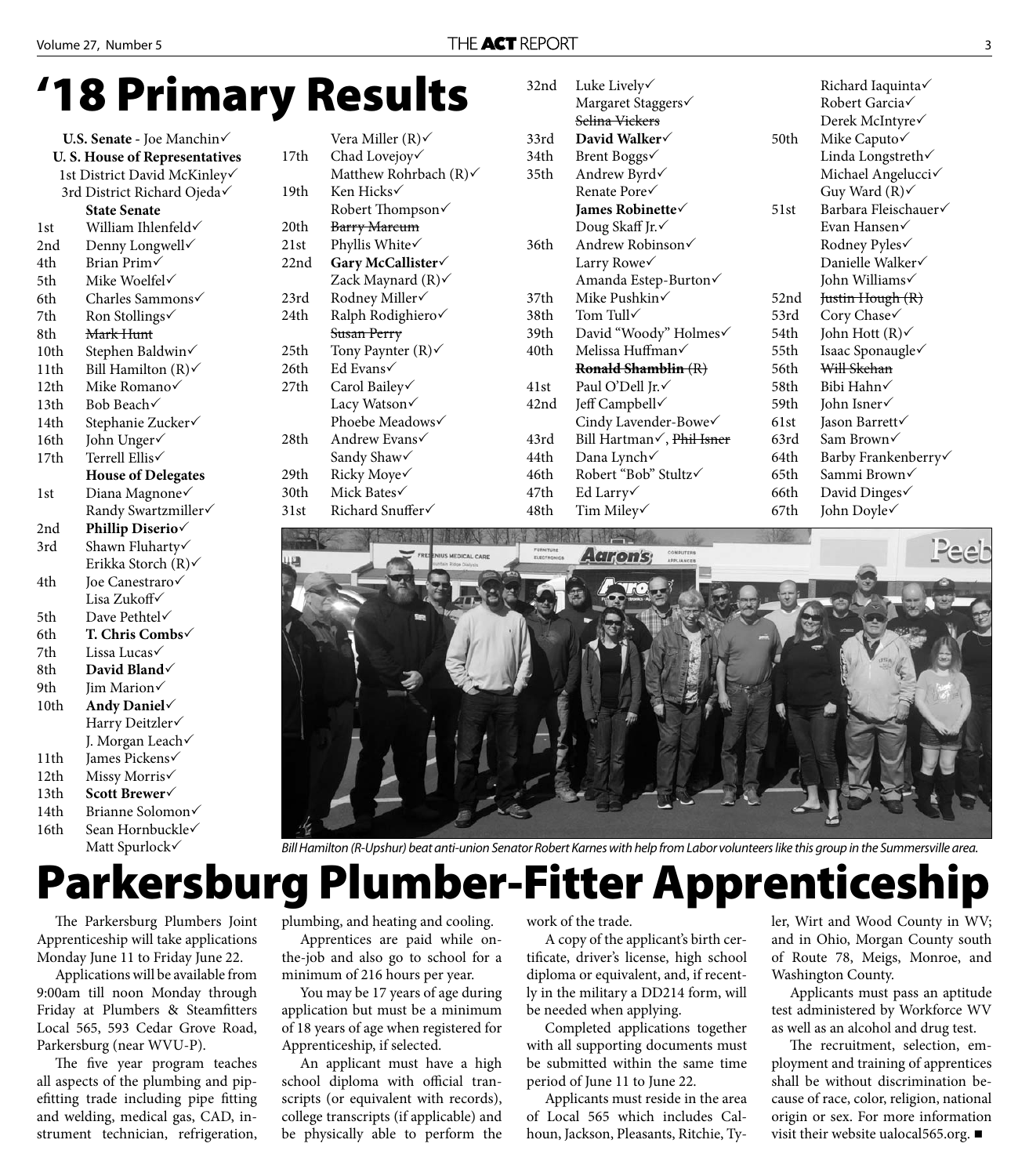# '18 Primary Results

**U.S. Senate** - Joe Manchin✓

**U. S. House of Representatives**

1st District David McKinley✓

3rd District Richard Ojeda✓

**State Senate**

| | |
|---|---|
| 1st | William Ihlenfeld✓ |
| 2nd | Denny Longwell✓ |
| 4th | Brian Prim✓ |
| 5th | Mike Woelfel✓ |
| 6th | Charles Sammons✓ |
| 7th | Ron Stollings✓ |
| 8th | ~~Mark Hunt~~ |
| 10th | Stephen Baldwin✓ |
| 11th | Bill Hamilton (R)✓ |
| 12th | Mike Romano✓ |
| 13th | Bob Beach✓ |
| 14th | Stephanie Zucker✓ |
| 16th | John Unger✓ |
| 17th | Terrell Ellis✓ |

**House of Delegates**

| | |
|---|---|
| 1st | Diana Magnone✓ |
| | Randy Swartzmiller✓ |
| 2nd | **Phillip Diserio**✓ |
| 3rd | Shawn Fluharty✓ |
| | Erikka Storch (R)✓ |
| 4th | Joe Canestraro✓ |
| | Lisa Zukoff✓ |
| 5th | Dave Pethtel✓ |
| 6th | **T. Chris Combs**✓ |
| 7th | Lissa Lucas✓ |
| 8th | **David Bland**✓ |
| 9th | Jim Marion✓ |
| 10th | **Andy Daniel**✓ |
| | Harry Deitzler✓ |
| | J. Morgan Leach✓ |
| 11th | James Pickens✓ |
| 12th | Missy Morris✓ |
| 13th | **Scott Brewer**✓ |
| 14th | Brianne Solomon✓ |
| 16th | Sean Hornbuckle✓ |
| | Matt Spurlock✓ |
| | Vera Miller (R)✓ |
| 17th | Chad Lovejoy✓ |
| | Matthew Rohrbach (R)✓ |
| 19th | Ken Hicks✓ |
| | Robert Thompson✓ |
| 20th | ~~Barry Marcum~~ |
| 21st | Phyllis White✓ |
| 22nd | **Gary McCallister**✓ |
| | Zack Maynard (R)✓ |
| 23rd | Rodney Miller✓ |
| 24th | Ralph Rodighiero✓ |
| | ~~Susan Perry~~ |
| 25th | Tony Paynter (R)✓ |
| 26th | Ed Evans✓ |
| 27th | Carol Bailey✓ |
| | Lacy Watson✓ |
| | Phoebe Meadows✓ |
| 28th | Andrew Evans✓ |
| | Sandy Shaw✓ |
| 29th | Ricky Moye✓ |
| 30th | Mick Bates✓ |
| 31st | Richard Snuffer✓ |
| 32nd | Luke Lively✓ |
| | Margaret Staggers✓ |
| | ~~Selina Vickers~~ |
| 33rd | **David Walker**✓ |
| 34th | Brent Boggs✓ |
| 35th | Andrew Byrd✓ |
| | Renate Pore✓ |
| | **James Robinette**✓ |
| | Doug Skaff Jr.✓ |
| 36th | Andrew Robinson✓ |
| | Larry Rowe✓ |
| | Amanda Estep-Burton✓ |
| 37th | Mike Pushkin✓ |
| 38th | Tom Tull✓ |
| 39th | David "Woody" Holmes✓ |
| 40th | Melissa Huffman✓ |
| | ~~**Ronald Shamblin** (R)~~ |
| 41st | Paul O'Dell Jr.✓ |
| 42nd | Jeff Campbell✓ |
| | Cindy Lavender-Bowe✓ |
| 43rd | Bill Hartman✓, ~~Phil Isner~~ |
| 44th | Dana Lynch✓ |
| 46th | Robert "Bob" Stultz✓ |
| 47th | Ed Larry✓ |
| 48th | Tim Miley✓ |
| | Richard Iaquinta✓ |
| | Robert Garcia✓ |
| | Derek McIntyre✓ |
| 50th | Mike Caputo✓ |
| | Linda Longstreth✓ |
| | Michael Angelucci✓ |
| | Guy Ward (R)✓ |
| 51st | Barbara Fleischauer✓ |
| | Evan Hansen✓ |
| | Rodney Pyles✓ |
| | Danielle Walker✓ |
| | John Williams✓ |
| 52nd | ~~Justin Hough (R)~~ |
| 53rd | Cory Chase✓ |
| 54th | John Hott (R)✓ |
| 55th | Isaac Sponaugle✓ |
| 56th | ~~Will Skehan~~ |
| 58th | Bibi Hahn✓ |
| 59th | John Isner✓ |
| 61st | Jason Barrett✓ |
| 63rd | Sam Brown✓ |
| 64th | Barby Frankenberry✓ |
| 65th | Sammi Brown✓ |
| 66th | David Dinges✓ |
| 67th | John Doyle✓ |

*Bill Hamilton (R-Upshur) beat anti-union Senator Robert Karnes with help from Labor volunteers like this group in the Summersville area.*

# Parkersburg Plumber-Fitter Apprenticeship

The Parkersburg Plumbers Joint Apprenticeship will take applications Monday June 11 to Friday June 22.

Applications will be available from 9:00am till noon Monday through Friday at Plumbers & Steamfitters Local 565, 593 Cedar Grove Road, Parkersburg (near WVU-P).

The five year program teaches all aspects of the plumbing and pipefitting trade including pipe fitting and welding, medical gas, CAD, instrument technician, refrigeration, plumbing, and heating and cooling.

Apprentices are paid while on-the-job and also go to school for a minimum of 216 hours per year.

You may be 17 years of age during application but must be a minimum of 18 years of age when registered for Apprenticeship, if selected.

An applicant must have a high school diploma with official transcripts (or equivalent with records), college transcripts (if applicable) and be physically able to perform the work of the trade.

A copy of the applicant's birth certificate, driver's license, high school diploma or equivalent, and, if recently in the military a DD214 form, will be needed when applying.

Completed applications together with all supporting documents must be submitted within the same time period of June 11 to June 22.

Applicants must reside in the area of Local 565 which includes Calhoun, Jackson, Pleasants, Ritchie, Tyler, Wirt and Wood County in WV; and in Ohio, Morgan County south of Route 78, Meigs, Monroe, and Washington County.

Applicants must pass an aptitude test administered by Workforce WV as well as an alcohol and drug test.

The recruitment, selection, employment and training of apprentices shall be without discrimination because of race, color, religion, national origin or sex. For more information visit their website ualocal565.org. ■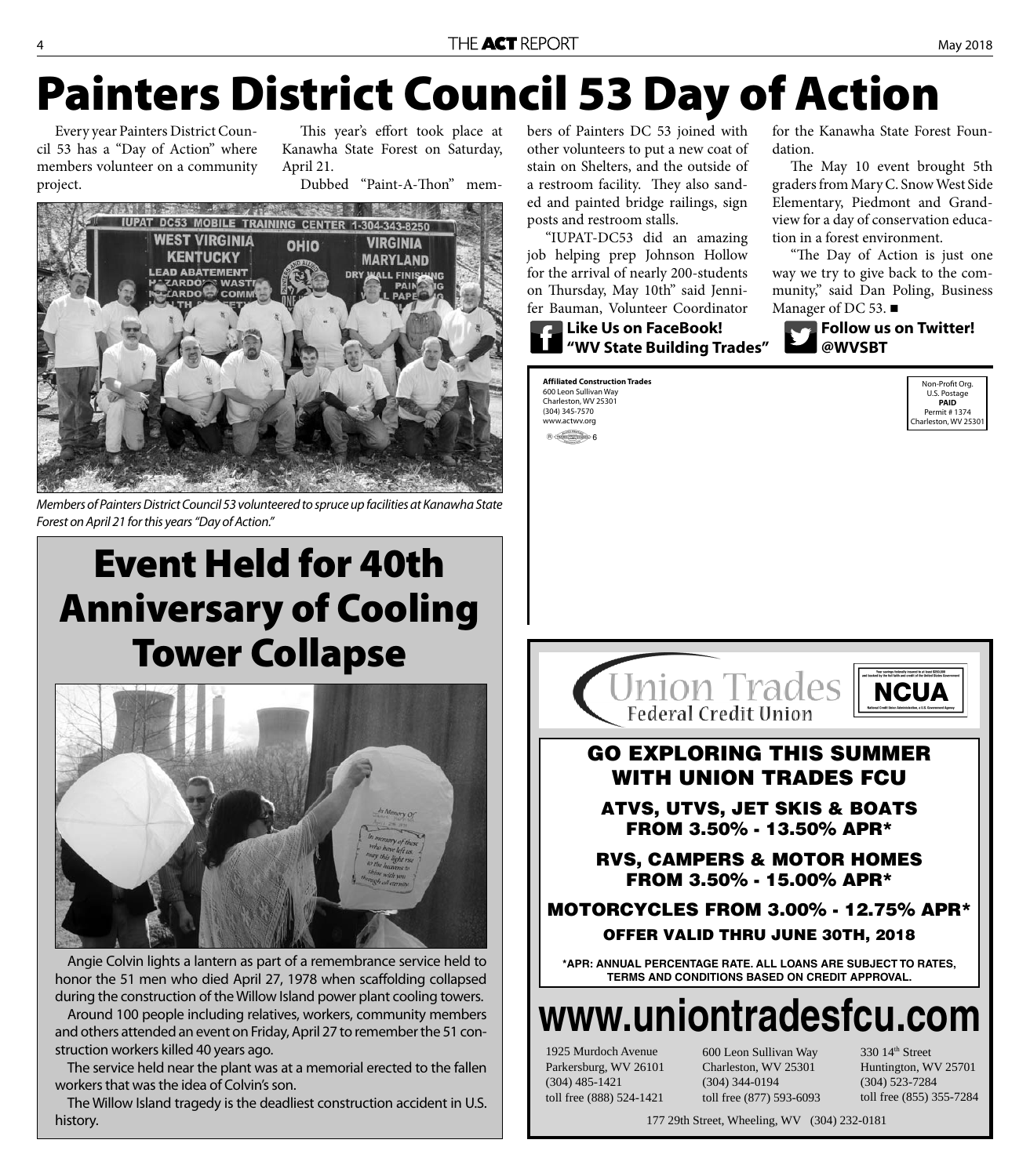# Painters District Council 53 Day of Action

Every year Painters District Council 53 has a "Day of Action" where members volunteer on a community project.

This year's effort took place at Kanawha State Forest on Saturday, April 21.

Dubbed "Paint-A-Thon" members of Painters DC 53 joined with other volunteers to put a new coat of stain on Shelters, and the outside of a restroom facility. They also sanded and painted bridge railings, sign posts and restroom stalls.

"IUPAT-DC53 did an amazing job helping prep Johnson Hollow for the arrival of nearly 200-students on Thursday, May 10th" said Jennifer Bauman, Volunteer Coordinator for the Kanawha State Forest Foundation.

The May 10 event brought 5th graders from Mary C. Snow West Side Elementary, Piedmont and Grandview for a day of conservation education in a forest environment.

"The Day of Action is just one way we try to give back to the community," said Dan Poling, Business Manager of DC 53. ■

*Members of Painters District Council 53 volunteered to spruce up facilities at Kanawha State Forest on April 21 for this years "Day of Action."*

**Like Us on FaceBook! "WV State Building Trades"**

**Follow us on Twitter! @WVSBT**

**Affiliated Construction Trades**
600 Leon Sullivan Way
Charleston, WV 25301
(304) 345-7570
www.actwv.org

Non-Profit Org.
U.S. Postage
**PAID**
Permit # 1374
Charleston, WV 25301

# Event Held for 40th Anniversary of Cooling Tower Collapse

Angie Colvin lights a lantern as part of a remembrance service held to honor the 51 men who died April 27, 1978 when scaffolding collapsed during the construction of the Willow Island power plant cooling towers.

Around 100 people including relatives, workers, community members and others attended an event on Friday, April 27 to remember the 51 construction workers killed 40 years ago.

The service held near the plant was at a memorial erected to the fallen workers that was the idea of Colvin's son.

The Willow Island tragedy is the deadliest construction accident in U.S. history.

Union Trades Federal Credit Union

NCUA

## GO EXPLORING THIS SUMMER WITH UNION TRADES FCU

**ATVS, UTVS, JET SKIS & BOATS FROM 3.50% - 13.50% APR***

**RVS, CAMPERS & MOTOR HOMES FROM 3.50% - 15.00% APR***

**MOTORCYCLES FROM 3.00% - 12.75% APR***

**OFFER VALID THRU JUNE 30TH, 2018**

*APR: ANNUAL PERCENTAGE RATE. ALL LOANS ARE SUBJECT TO RATES, TERMS AND CONDITIONS BASED ON CREDIT APPROVAL.

# www.uniontradesfcu.com

1925 Murdoch Avenue
Parkersburg, WV 26101
(304) 485-1421
toll free (888) 524-1421

600 Leon Sullivan Way
Charleston, WV 25301
(304) 344-0194
toll free (877) 593-6093

330 14th Street
Huntington, WV 25701
(304) 523-7284
toll free (855) 355-7284

177 29th Street, Wheeling, WV (304) 232-0181